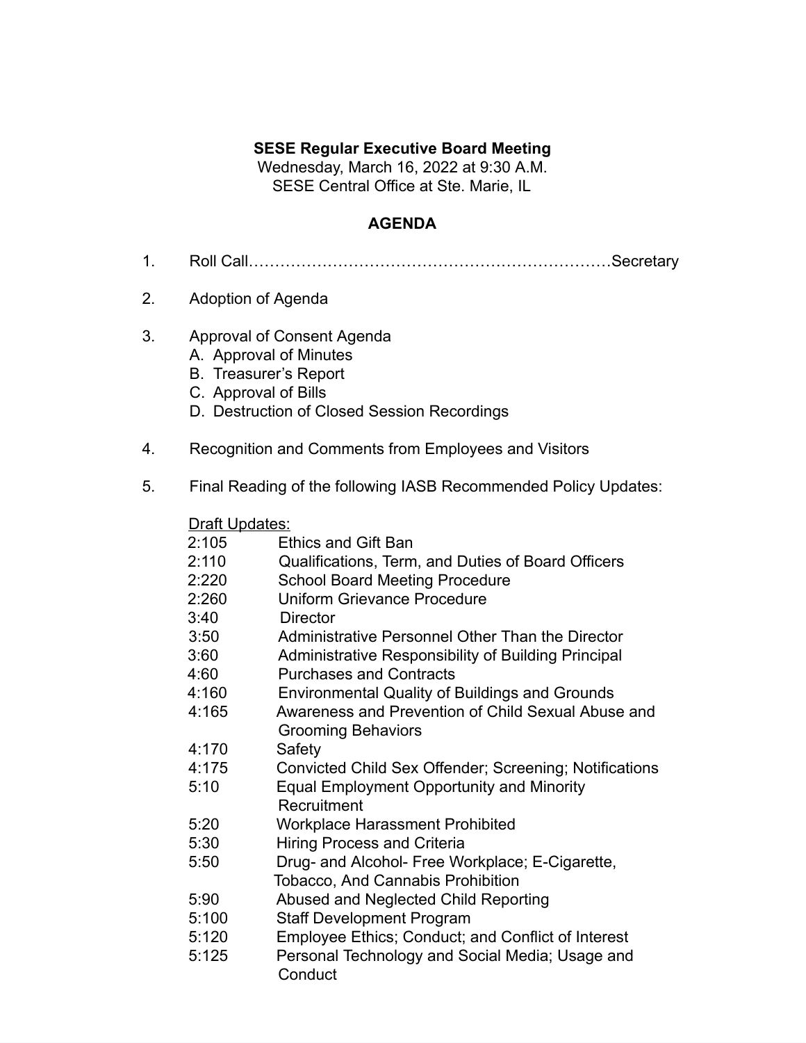**SESE Regular Executive Board Meeting**
Wednesday, March 16, 2022 at 9:30 A.M.
SESE Central Office at Ste. Marie, IL

**AGENDA**

1. Roll Call……………………………………………………………Secretary

2. Adoption of Agenda

3. Approval of Consent Agenda
   A. Approval of Minutes
   B. Treasurer's Report
   C. Approval of Bills
   D. Destruction of Closed Session Recordings

4. Recognition and Comments from Employees and Visitors

5. Final Reading of the following IASB Recommended Policy Updates:

   <u>Draft Updates:</u>

   | | |
   |---|---|
   | 2:105 | Ethics and Gift Ban |
   | 2:110 | Qualifications, Term, and Duties of Board Officers |
   | 2:220 | School Board Meeting Procedure |
   | 2:260 | Uniform Grievance Procedure |
   | 3:40 | Director |
   | 3:50 | Administrative Personnel Other Than the Director |
   | 3:60 | Administrative Responsibility of Building Principal |
   | 4:60 | Purchases and Contracts |
   | 4:160 | Environmental Quality of Buildings and Grounds |
   | 4:165 | Awareness and Prevention of Child Sexual Abuse and Grooming Behaviors |
   | 4:170 | Safety |
   | 4:175 | Convicted Child Sex Offender; Screening; Notifications |
   | 5:10 | Equal Employment Opportunity and Minority Recruitment |
   | 5:20 | Workplace Harassment Prohibited |
   | 5:30 | Hiring Process and Criteria |
   | 5:50 | Drug- and Alcohol- Free Workplace; E-Cigarette, Tobacco, And Cannabis Prohibition |
   | 5:90 | Abused and Neglected Child Reporting |
   | 5:100 | Staff Development Program |
   | 5:120 | Employee Ethics; Conduct; and Conflict of Interest |
   | 5:125 | Personal Technology and Social Media; Usage and Conduct |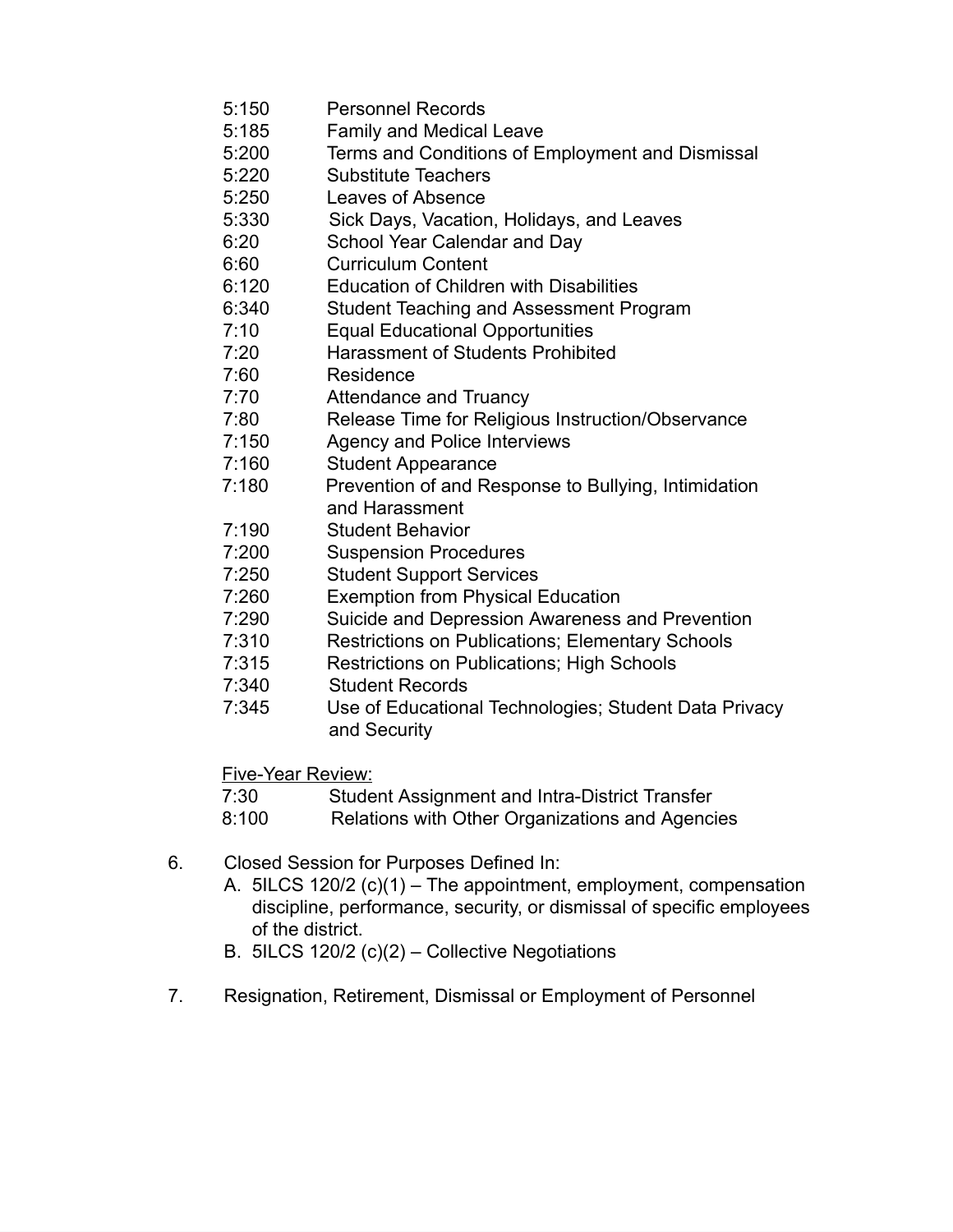5:150 Personnel Records
5:185 Family and Medical Leave
5:200 Terms and Conditions of Employment and Dismissal
5:220 Substitute Teachers
5:250 Leaves of Absence
5:330 Sick Days, Vacation, Holidays, and Leaves
6:20 School Year Calendar and Day
6:60 Curriculum Content
6:120 Education of Children with Disabilities
6:340 Student Teaching and Assessment Program
7:10 Equal Educational Opportunities
7:20 Harassment of Students Prohibited
7:60 Residence
7:70 Attendance and Truancy
7:80 Release Time for Religious Instruction/Observance
7:150 Agency and Police Interviews
7:160 Student Appearance
7:180 Prevention of and Response to Bullying, Intimidation and Harassment
7:190 Student Behavior
7:200 Suspension Procedures
7:250 Student Support Services
7:260 Exemption from Physical Education
7:290 Suicide and Depression Awareness and Prevention
7:310 Restrictions on Publications; Elementary Schools
7:315 Restrictions on Publications; High Schools
7:340 Student Records
7:345 Use of Educational Technologies; Student Data Privacy and Security

<u>Five-Year Review:</u>

7:30 Student Assignment and Intra-District Transfer
8:100 Relations with Other Organizations and Agencies

6. Closed Session for Purposes Defined In:
   A. 5ILCS 120/2 (c)(1) – The appointment, employment, compensation discipline, performance, security, or dismissal of specific employees of the district.
   B. 5ILCS 120/2 (c)(2) – Collective Negotiations

7. Resignation, Retirement, Dismissal or Employment of Personnel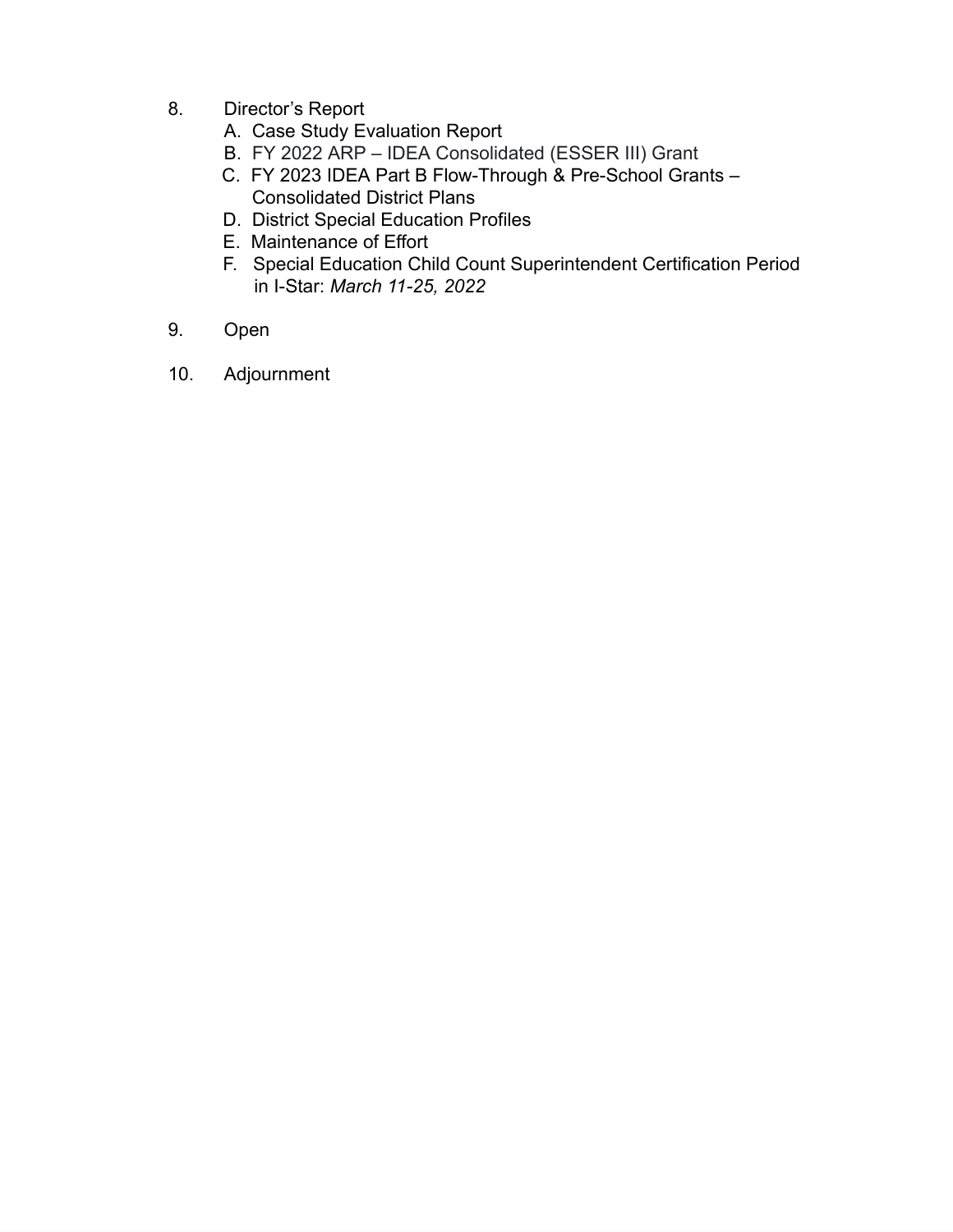8. Director's Report
   A. Case Study Evaluation Report
   B. FY 2022 ARP – IDEA Consolidated (ESSER III) Grant
   C. FY 2023 IDEA Part B Flow-Through & Pre-School Grants – Consolidated District Plans
   D. District Special Education Profiles
   E. Maintenance of Effort
   F. Special Education Child Count Superintendent Certification Period in I-Star: *March 11-25, 2022*

9. Open

10. Adjournment